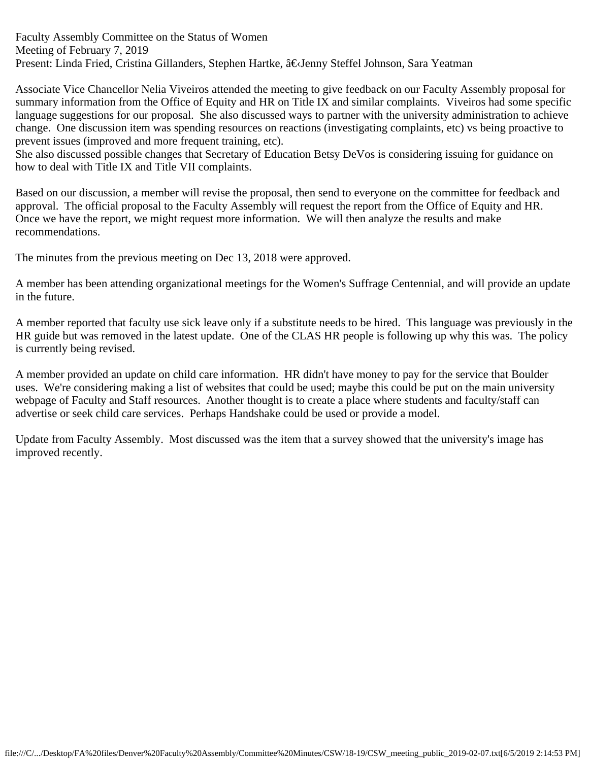Faculty Assembly Committee on the Status of Women
Meeting of February 7, 2019
Present: Linda Fried, Cristina Gillanders, Stephen Hartke, â€‹Jenny Steffel Johnson, Sara Yeatman

Associate Vice Chancellor Nelia Viveiros attended the meeting to give feedback on our Faculty Assembly proposal for summary information from the Office of Equity and HR on Title IX and similar complaints. Viveiros had some specific language suggestions for our proposal. She also discussed ways to partner with the university administration to achieve change. One discussion item was spending resources on reactions (investigating complaints, etc) vs being proactive to prevent issues (improved and more frequent training, etc).
She also discussed possible changes that Secretary of Education Betsy DeVos is considering issuing for guidance on how to deal with Title IX and Title VII complaints.

Based on our discussion, a member will revise the proposal, then send to everyone on the committee for feedback and approval. The official proposal to the Faculty Assembly will request the report from the Office of Equity and HR. Once we have the report, we might request more information. We will then analyze the results and make recommendations.

The minutes from the previous meeting on Dec 13, 2018 were approved.

A member has been attending organizational meetings for the Women's Suffrage Centennial, and will provide an update in the future.

A member reported that faculty use sick leave only if a substitute needs to be hired. This language was previously in the HR guide but was removed in the latest update. One of the CLAS HR people is following up why this was. The policy is currently being revised.

A member provided an update on child care information. HR didn't have money to pay for the service that Boulder uses. We're considering making a list of websites that could be used; maybe this could be put on the main university webpage of Faculty and Staff resources. Another thought is to create a place where students and faculty/staff can advertise or seek child care services. Perhaps Handshake could be used or provide a model.

Update from Faculty Assembly. Most discussed was the item that a survey showed that the university's image has improved recently.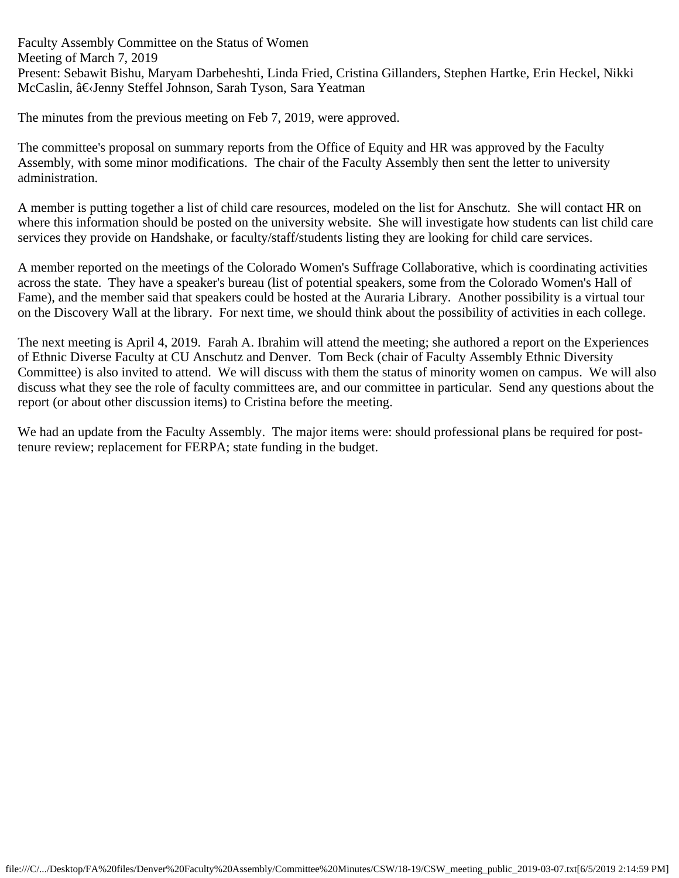Faculty Assembly Committee on the Status of Women
Meeting of March 7, 2019
Present: Sebawit Bishu, Maryam Darbeheshti, Linda Fried, Cristina Gillanders, Stephen Hartke, Erin Heckel, Nikki McCaslin, â€‹Jenny Steffel Johnson, Sarah Tyson, Sara Yeatman

The minutes from the previous meeting on Feb 7, 2019, were approved.

The committee's proposal on summary reports from the Office of Equity and HR was approved by the Faculty Assembly, with some minor modifications. The chair of the Faculty Assembly then sent the letter to university administration.

A member is putting together a list of child care resources, modeled on the list for Anschutz. She will contact HR on where this information should be posted on the university website. She will investigate how students can list child care services they provide on Handshake, or faculty/staff/students listing they are looking for child care services.

A member reported on the meetings of the Colorado Women's Suffrage Collaborative, which is coordinating activities across the state. They have a speaker's bureau (list of potential speakers, some from the Colorado Women's Hall of Fame), and the member said that speakers could be hosted at the Auraria Library. Another possibility is a virtual tour on the Discovery Wall at the library. For next time, we should think about the possibility of activities in each college.

The next meeting is April 4, 2019. Farah A. Ibrahim will attend the meeting; she authored a report on the Experiences of Ethnic Diverse Faculty at CU Anschutz and Denver. Tom Beck (chair of Faculty Assembly Ethnic Diversity Committee) is also invited to attend. We will discuss with them the status of minority women on campus. We will also discuss what they see the role of faculty committees are, and our committee in particular. Send any questions about the report (or about other discussion items) to Cristina before the meeting.

We had an update from the Faculty Assembly. The major items were: should professional plans be required for post-tenure review; replacement for FERPA; state funding in the budget.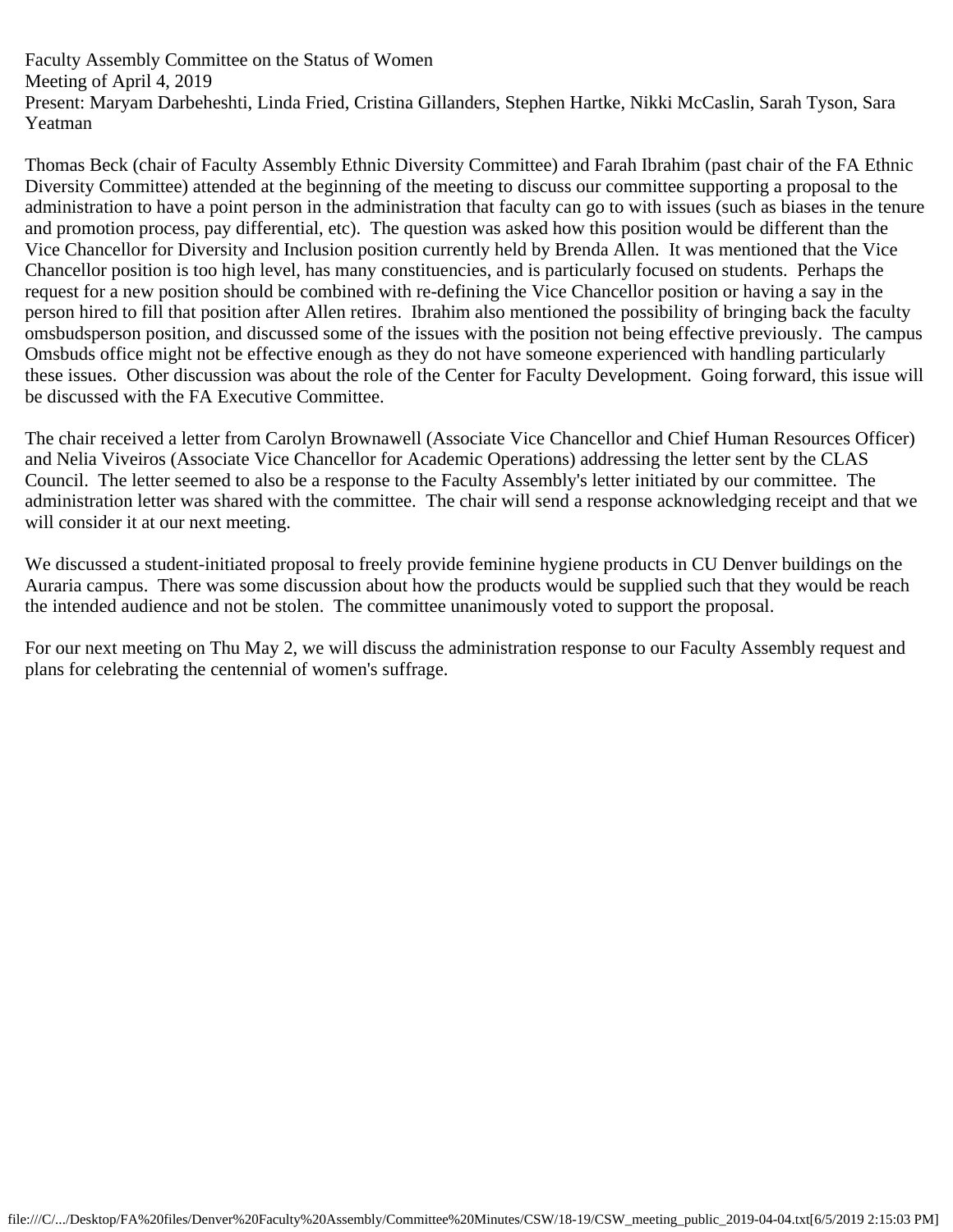Faculty Assembly Committee on the Status of Women
Meeting of April 4, 2019
Present: Maryam Darbeheshti, Linda Fried, Cristina Gillanders, Stephen Hartke, Nikki McCaslin, Sarah Tyson, Sara Yeatman

Thomas Beck (chair of Faculty Assembly Ethnic Diversity Committee) and Farah Ibrahim (past chair of the FA Ethnic Diversity Committee) attended at the beginning of the meeting to discuss our committee supporting a proposal to the administration to have a point person in the administration that faculty can go to with issues (such as biases in the tenure and promotion process, pay differential, etc). The question was asked how this position would be different than the Vice Chancellor for Diversity and Inclusion position currently held by Brenda Allen. It was mentioned that the Vice Chancellor position is too high level, has many constituencies, and is particularly focused on students. Perhaps the request for a new position should be combined with re-defining the Vice Chancellor position or having a say in the person hired to fill that position after Allen retires. Ibrahim also mentioned the possibility of bringing back the faculty omsbudsperson position, and discussed some of the issues with the position not being effective previously. The campus Omsbuds office might not be effective enough as they do not have someone experienced with handling particularly these issues. Other discussion was about the role of the Center for Faculty Development. Going forward, this issue will be discussed with the FA Executive Committee.

The chair received a letter from Carolyn Brownawell (Associate Vice Chancellor and Chief Human Resources Officer) and Nelia Viveiros (Associate Vice Chancellor for Academic Operations) addressing the letter sent by the CLAS Council. The letter seemed to also be a response to the Faculty Assembly's letter initiated by our committee. The administration letter was shared with the committee. The chair will send a response acknowledging receipt and that we will consider it at our next meeting.

We discussed a student-initiated proposal to freely provide feminine hygiene products in CU Denver buildings on the Auraria campus. There was some discussion about how the products would be supplied such that they would be reach the intended audience and not be stolen. The committee unanimously voted to support the proposal.

For our next meeting on Thu May 2, we will discuss the administration response to our Faculty Assembly request and plans for celebrating the centennial of women's suffrage.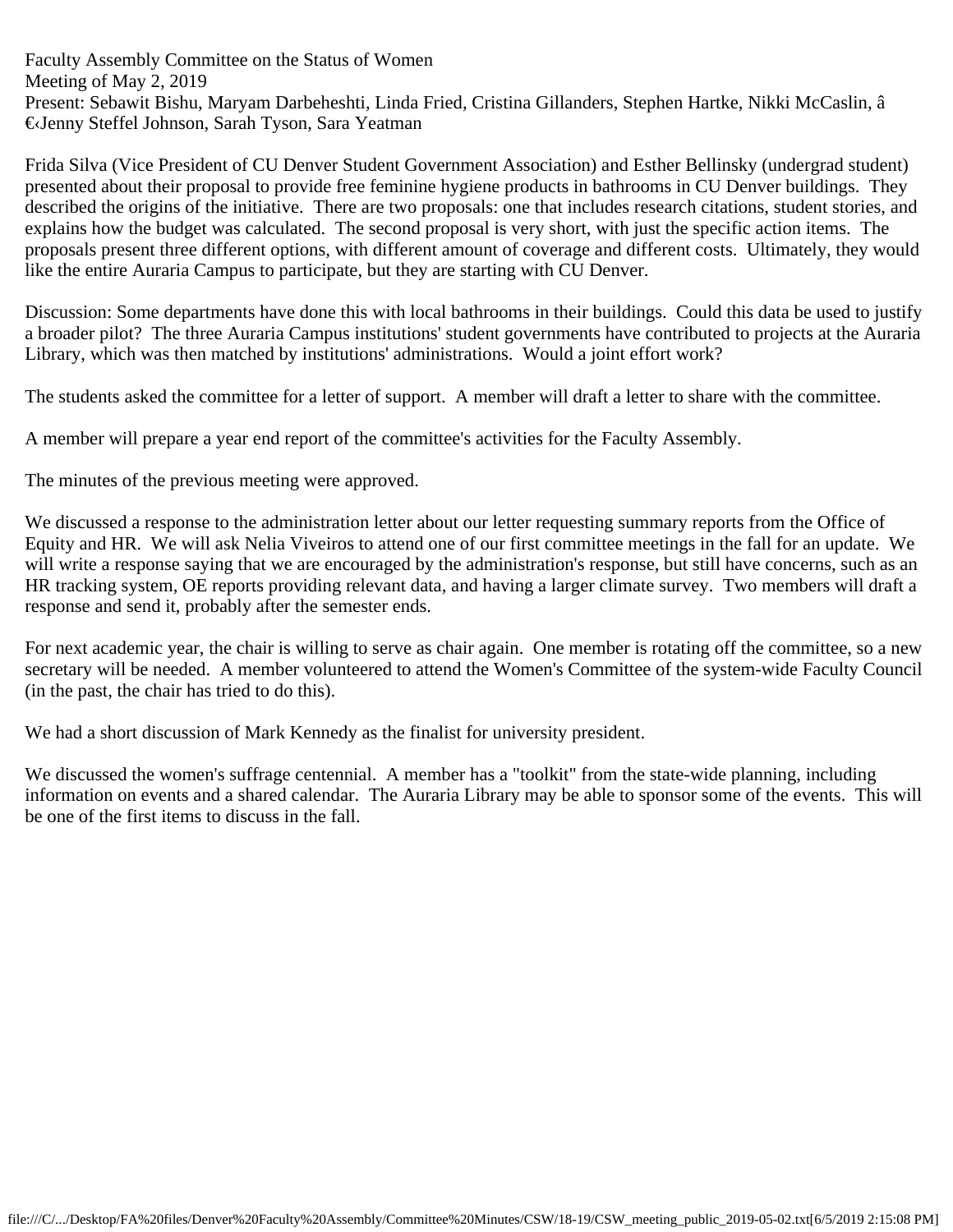Faculty Assembly Committee on the Status of Women
Meeting of May 2, 2019
Present: Sebawit Bishu, Maryam Darbeheshti, Linda Fried, Cristina Gillanders, Stephen Hartke, Nikki McCaslin, â€‹Jenny Steffel Johnson, Sarah Tyson, Sara Yeatman

Frida Silva (Vice President of CU Denver Student Government Association) and Esther Bellinsky (undergrad student) presented about their proposal to provide free feminine hygiene products in bathrooms in CU Denver buildings. They described the origins of the initiative. There are two proposals: one that includes research citations, student stories, and explains how the budget was calculated. The second proposal is very short, with just the specific action items. The proposals present three different options, with different amount of coverage and different costs. Ultimately, they would like the entire Auraria Campus to participate, but they are starting with CU Denver.

Discussion: Some departments have done this with local bathrooms in their buildings. Could this data be used to justify a broader pilot? The three Auraria Campus institutions' student governments have contributed to projects at the Auraria Library, which was then matched by institutions' administrations. Would a joint effort work?

The students asked the committee for a letter of support. A member will draft a letter to share with the committee.

A member will prepare a year end report of the committee's activities for the Faculty Assembly.

The minutes of the previous meeting were approved.

We discussed a response to the administration letter about our letter requesting summary reports from the Office of Equity and HR. We will ask Nelia Viveiros to attend one of our first committee meetings in the fall for an update. We will write a response saying that we are encouraged by the administration's response, but still have concerns, such as an HR tracking system, OE reports providing relevant data, and having a larger climate survey. Two members will draft a response and send it, probably after the semester ends.

For next academic year, the chair is willing to serve as chair again. One member is rotating off the committee, so a new secretary will be needed. A member volunteered to attend the Women's Committee of the system-wide Faculty Council (in the past, the chair has tried to do this).

We had a short discussion of Mark Kennedy as the finalist for university president.

We discussed the women's suffrage centennial. A member has a "toolkit" from the state-wide planning, including information on events and a shared calendar. The Auraria Library may be able to sponsor some of the events. This will be one of the first items to discuss in the fall.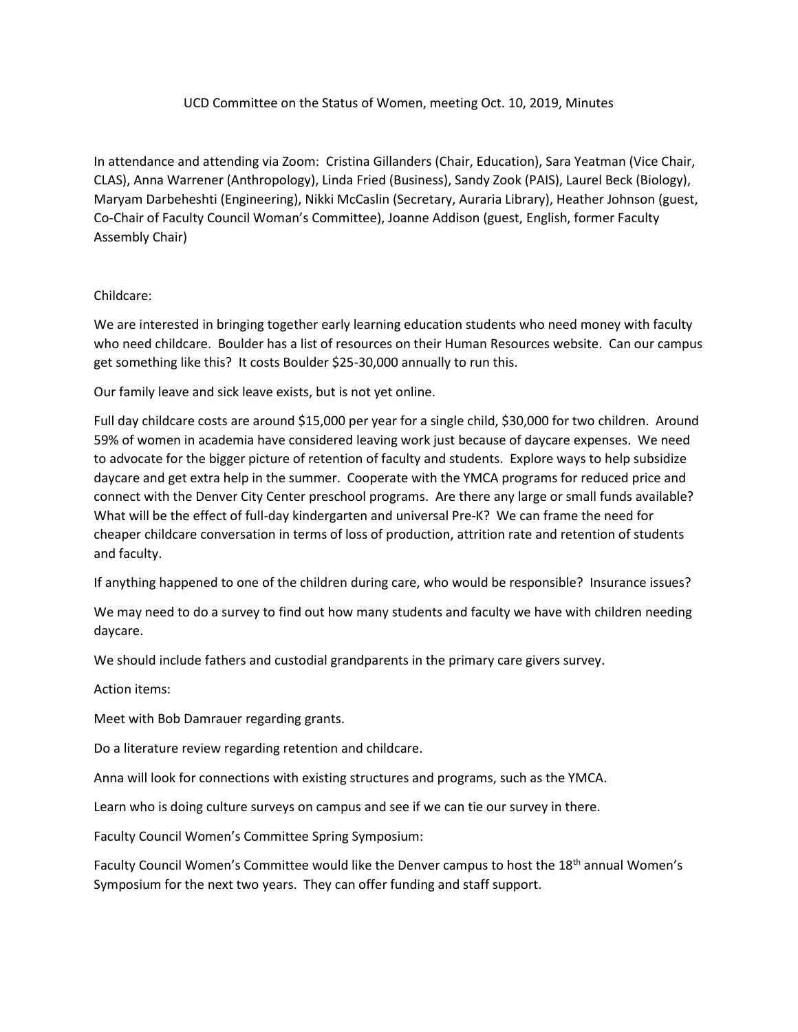UCD Committee on the Status of Women, meeting Oct. 10, 2019, Minutes

In attendance and attending via Zoom: Cristina Gillanders (Chair, Education), Sara Yeatman (Vice Chair, CLAS), Anna Warrener (Anthropology), Linda Fried (Business), Sandy Zook (PAIS), Laurel Beck (Biology), Maryam Darbeheshti (Engineering), Nikki McCaslin (Secretary, Auraria Library), Heather Johnson (guest, Co-Chair of Faculty Council Woman's Committee), Joanne Addison (guest, English, former Faculty Assembly Chair)

Childcare:

We are interested in bringing together early learning education students who need money with faculty who need childcare. Boulder has a list of resources on their Human Resources website. Can our campus get something like this? It costs Boulder $25-30,000 annually to run this.

Our family leave and sick leave exists, but is not yet online.

Full day childcare costs are around $15,000 per year for a single child, $30,000 for two children. Around 59% of women in academia have considered leaving work just because of daycare expenses. We need to advocate for the bigger picture of retention of faculty and students. Explore ways to help subsidize daycare and get extra help in the summer. Cooperate with the YMCA programs for reduced price and connect with the Denver City Center preschool programs. Are there any large or small funds available? What will be the effect of full-day kindergarten and universal Pre-K? We can frame the need for cheaper childcare conversation in terms of loss of production, attrition rate and retention of students and faculty.

If anything happened to one of the children during care, who would be responsible? Insurance issues?

We may need to do a survey to find out how many students and faculty we have with children needing daycare.

We should include fathers and custodial grandparents in the primary care givers survey.

Action items:

Meet with Bob Damrauer regarding grants.

Do a literature review regarding retention and childcare.

Anna will look for connections with existing structures and programs, such as the YMCA.

Learn who is doing culture surveys on campus and see if we can tie our survey in there.

Faculty Council Women's Committee Spring Symposium:

Faculty Council Women's Committee would like the Denver campus to host the 18th annual Women's Symposium for the next two years. They can offer funding and staff support.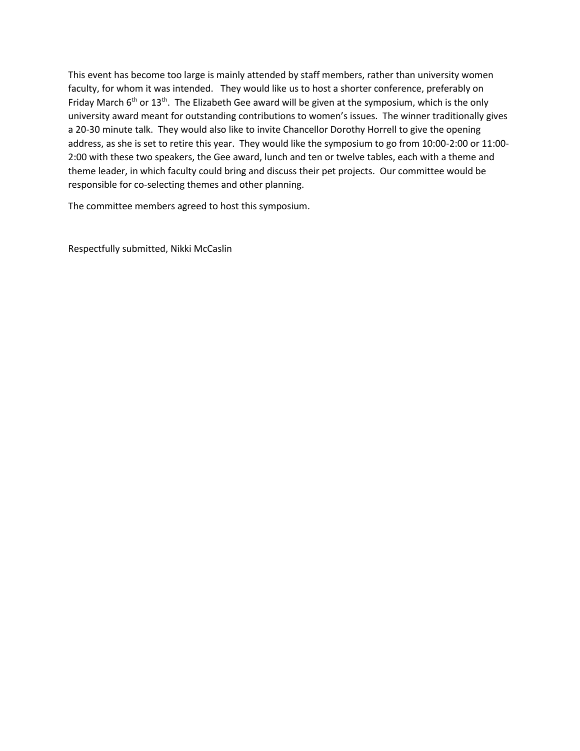This event has become too large is mainly attended by staff members, rather than university women faculty, for whom it was intended. They would like us to host a shorter conference, preferably on Friday March 6th or 13th. The Elizabeth Gee award will be given at the symposium, which is the only university award meant for outstanding contributions to women's issues. The winner traditionally gives a 20-30 minute talk. They would also like to invite Chancellor Dorothy Horrell to give the opening address, as she is set to retire this year. They would like the symposium to go from 10:00-2:00 or 11:00-2:00 with these two speakers, the Gee award, lunch and ten or twelve tables, each with a theme and theme leader, in which faculty could bring and discuss their pet projects. Our committee would be responsible for co-selecting themes and other planning.

The committee members agreed to host this symposium.

Respectfully submitted, Nikki McCaslin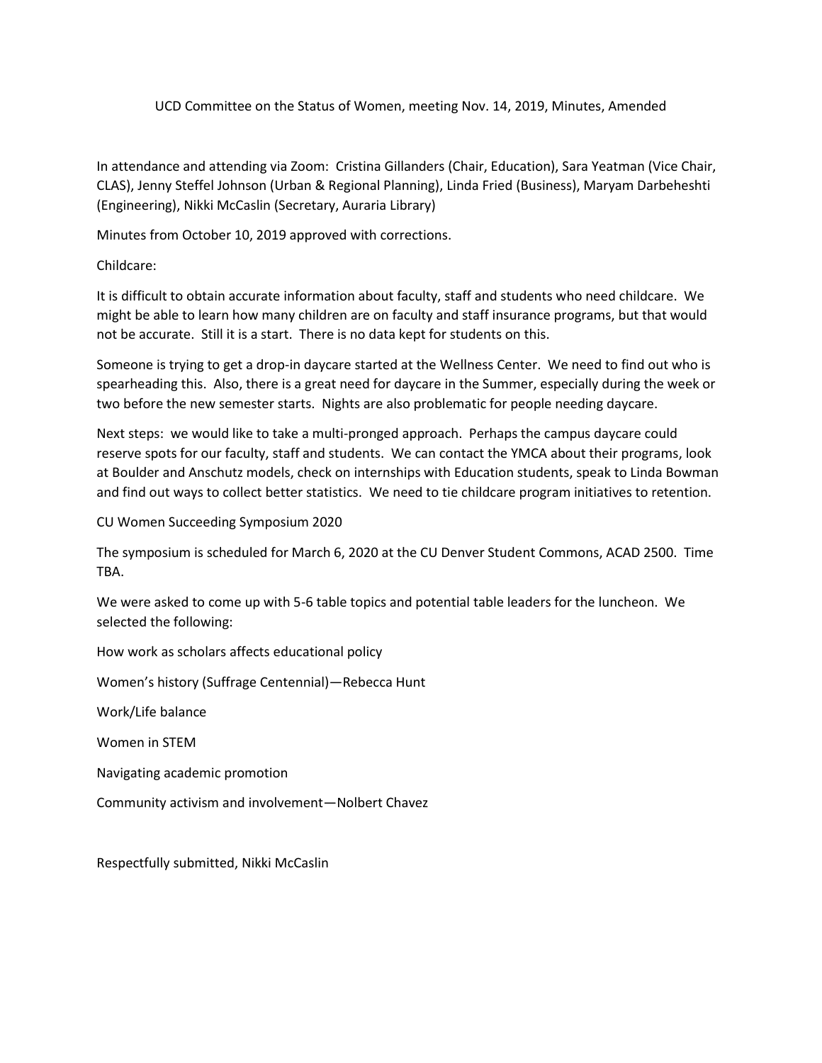# UCD Committee on the Status of Women, meeting Nov. 14, 2019, Minutes, Amended

In attendance and attending via Zoom: Cristina Gillanders (Chair, Education), Sara Yeatman (Vice Chair, CLAS), Jenny Steffel Johnson (Urban & Regional Planning), Linda Fried (Business), Maryam Darbeheshti (Engineering), Nikki McCaslin (Secretary, Auraria Library)

Minutes from October 10, 2019 approved with corrections.

Childcare:

It is difficult to obtain accurate information about faculty, staff and students who need childcare. We might be able to learn how many children are on faculty and staff insurance programs, but that would not be accurate. Still it is a start. There is no data kept for students on this.

Someone is trying to get a drop-in daycare started at the Wellness Center. We need to find out who is spearheading this. Also, there is a great need for daycare in the Summer, especially during the week or two before the new semester starts. Nights are also problematic for people needing daycare.

Next steps: we would like to take a multi-pronged approach. Perhaps the campus daycare could reserve spots for our faculty, staff and students. We can contact the YMCA about their programs, look at Boulder and Anschutz models, check on internships with Education students, speak to Linda Bowman and find out ways to collect better statistics. We need to tie childcare program initiatives to retention.

CU Women Succeeding Symposium 2020

The symposium is scheduled for March 6, 2020 at the CU Denver Student Commons, ACAD 2500. Time TBA.

We were asked to come up with 5-6 table topics and potential table leaders for the luncheon. We selected the following:

How work as scholars affects educational policy

Women's history (Suffrage Centennial)—Rebecca Hunt

Work/Life balance

Women in STEM

Navigating academic promotion

Community activism and involvement—Nolbert Chavez

Respectfully submitted, Nikki McCaslin